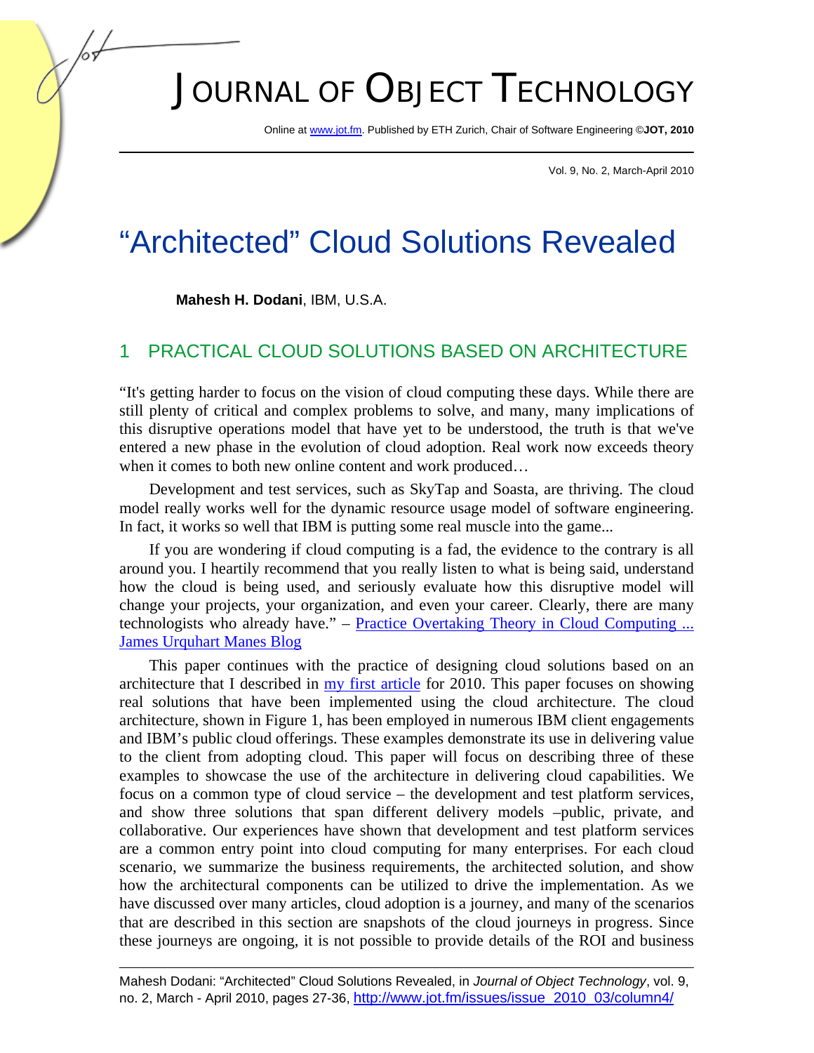# JOURNAL OF OBJECT TECHNOLOGY

Online at www.jot.fm. Published by ETH Zurich, Chair of Software Engineering ©**JOT, 2010**

Vol. 9, No. 2, March-April 2010

# "Architected" Cloud Solutions Revealed

**Mahesh H. Dodani**, IBM, U.S.A.

## 1 PRACTICAL CLOUD SOLUTIONS BASED ON ARCHITECTURE

"It's getting harder to focus on the vision of cloud computing these days. While there are still plenty of critical and complex problems to solve, and many, many implications of this disruptive operations model that have yet to be understood, the truth is that we've entered a new phase in the evolution of cloud adoption. Real work now exceeds theory when it comes to both new online content and work produced…

Development and test services, such as SkyTap and Soasta, are thriving. The cloud model really works well for the dynamic resource usage model of software engineering. In fact, it works so well that IBM is putting some real muscle into the game...

If you are wondering if cloud computing is a fad, the evidence to the contrary is all around you. I heartily recommend that you really listen to what is being said, understand how the cloud is being used, and seriously evaluate how this disruptive model will change your projects, your organization, and even your career. Clearly, there are many technologists who already have." – [Practice Overtaking Theory in Cloud Computing ... James Urquhart Manes Blog]

This paper continues with the practice of designing cloud solutions based on an architecture that I described in [my first article] for 2010. This paper focuses on showing real solutions that have been implemented using the cloud architecture. The cloud architecture, shown in Figure 1, has been employed in numerous IBM client engagements and IBM's public cloud offerings. These examples demonstrate its use in delivering value to the client from adopting cloud. This paper will focus on describing three of these examples to showcase the use of the architecture in delivering cloud capabilities. We focus on a common type of cloud service – the development and test platform services, and show three solutions that span different delivery models –public, private, and collaborative. Our experiences have shown that development and test platform services are a common entry point into cloud computing for many enterprises. For each cloud scenario, we summarize the business requirements, the architected solution, and show how the architectural components can be utilized to drive the implementation. As we have discussed over many articles, cloud adoption is a journey, and many of the scenarios that are described in this section are snapshots of the cloud journeys in progress. Since these journeys are ongoing, it is not possible to provide details of the ROI and business

---

Mahesh Dodani: "Architected" Cloud Solutions Revealed, in *Journal of Object Technology*, vol. 9, no. 2, March - April 2010, pages 27-36, http://www.jot.fm/issues/issue_2010_03/column4/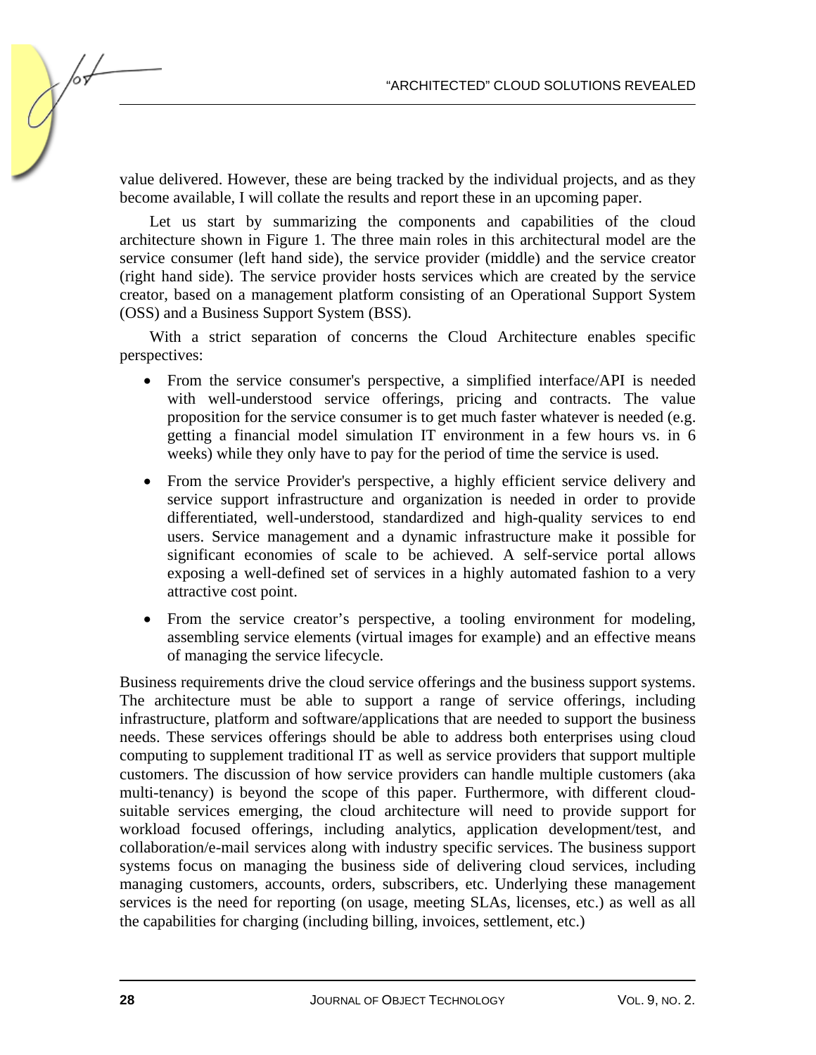value delivered. However, these are being tracked by the individual projects, and as they become available, I will collate the results and report these in an upcoming paper.

Let us start by summarizing the components and capabilities of the cloud architecture shown in Figure 1. The three main roles in this architectural model are the service consumer (left hand side), the service provider (middle) and the service creator (right hand side). The service provider hosts services which are created by the service creator, based on a management platform consisting of an Operational Support System (OSS) and a Business Support System (BSS).

With a strict separation of concerns the Cloud Architecture enables specific perspectives:

- From the service consumer's perspective, a simplified interface/API is needed with well-understood service offerings, pricing and contracts. The value proposition for the service consumer is to get much faster whatever is needed (e.g. getting a financial model simulation IT environment in a few hours vs. in 6 weeks) while they only have to pay for the period of time the service is used.
- From the service Provider's perspective, a highly efficient service delivery and service support infrastructure and organization is needed in order to provide differentiated, well-understood, standardized and high-quality services to end users. Service management and a dynamic infrastructure make it possible for significant economies of scale to be achieved. A self-service portal allows exposing a well-defined set of services in a highly automated fashion to a very attractive cost point.
- From the service creator's perspective, a tooling environment for modeling, assembling service elements (virtual images for example) and an effective means of managing the service lifecycle.

Business requirements drive the cloud service offerings and the business support systems. The architecture must be able to support a range of service offerings, including infrastructure, platform and software/applications that are needed to support the business needs. These services offerings should be able to address both enterprises using cloud computing to supplement traditional IT as well as service providers that support multiple customers. The discussion of how service providers can handle multiple customers (aka multi-tenancy) is beyond the scope of this paper. Furthermore, with different cloud-suitable services emerging, the cloud architecture will need to provide support for workload focused offerings, including analytics, application development/test, and collaboration/e-mail services along with industry specific services. The business support systems focus on managing the business side of delivering cloud services, including managing customers, accounts, orders, subscribers, etc. Underlying these management services is the need for reporting (on usage, meeting SLAs, licenses, etc.) as well as all the capabilities for charging (including billing, invoices, settlement, etc.)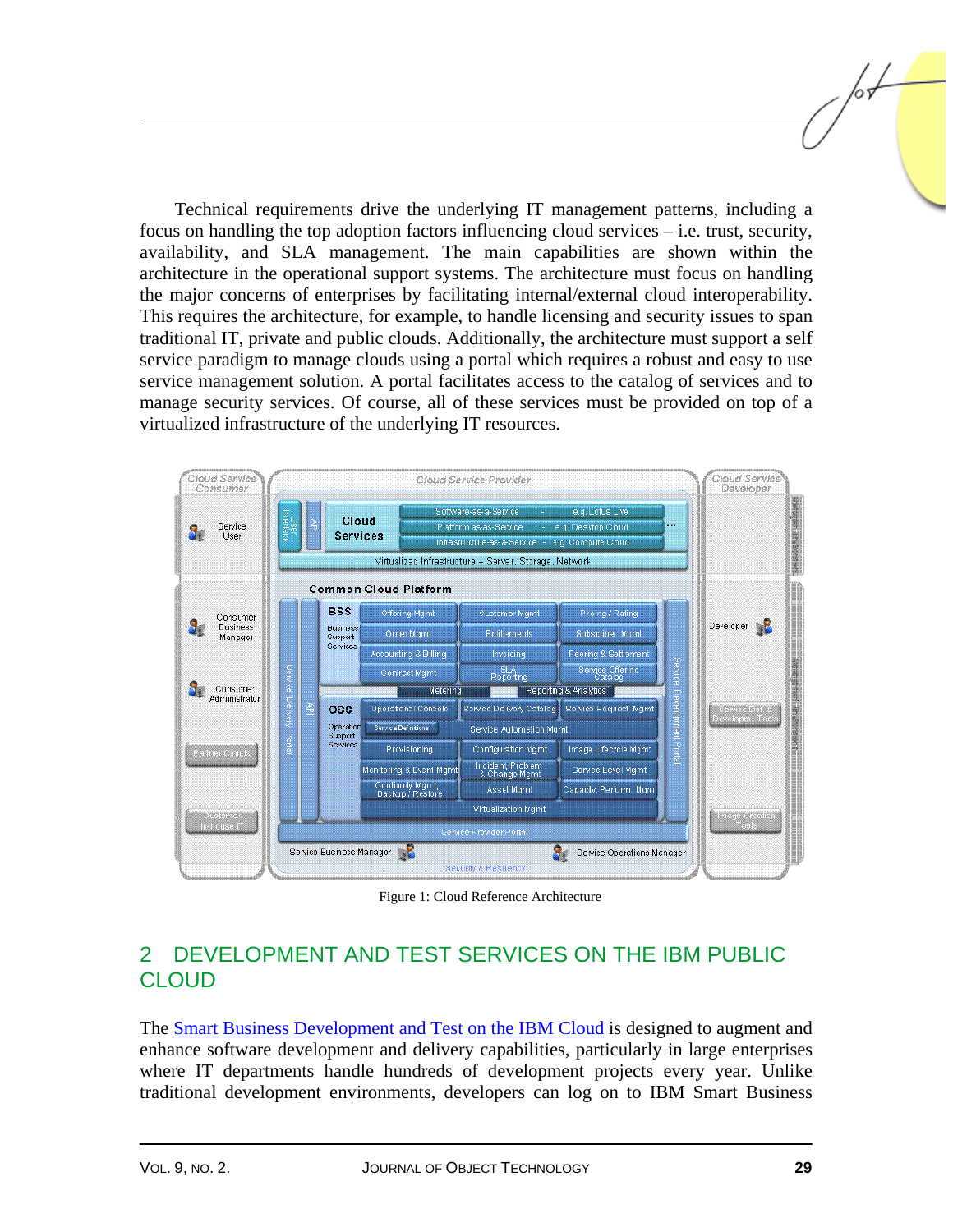Technical requirements drive the underlying IT management patterns, including a focus on handling the top adoption factors influencing cloud services – i.e. trust, security, availability, and SLA management. The main capabilities are shown within the architecture in the operational support systems. The architecture must focus on handling the major concerns of enterprises by facilitating internal/external cloud interoperability. This requires the architecture, for example, to handle licensing and security issues to span traditional IT, private and public clouds. Additionally, the architecture must support a self service paradigm to manage clouds using a portal which requires a robust and easy to use service management solution. A portal facilitates access to the catalog of services and to manage security services. Of course, all of these services must be provided on top of a virtualized infrastructure of the underlying IT resources.

Figure 1: Cloud Reference Architecture

## 2 DEVELOPMENT AND TEST SERVICES ON THE IBM PUBLIC CLOUD

The Smart Business Development and Test on the IBM Cloud is designed to augment and enhance software development and delivery capabilities, particularly in large enterprises where IT departments handle hundreds of development projects every year. Unlike traditional development environments, developers can log on to IBM Smart Business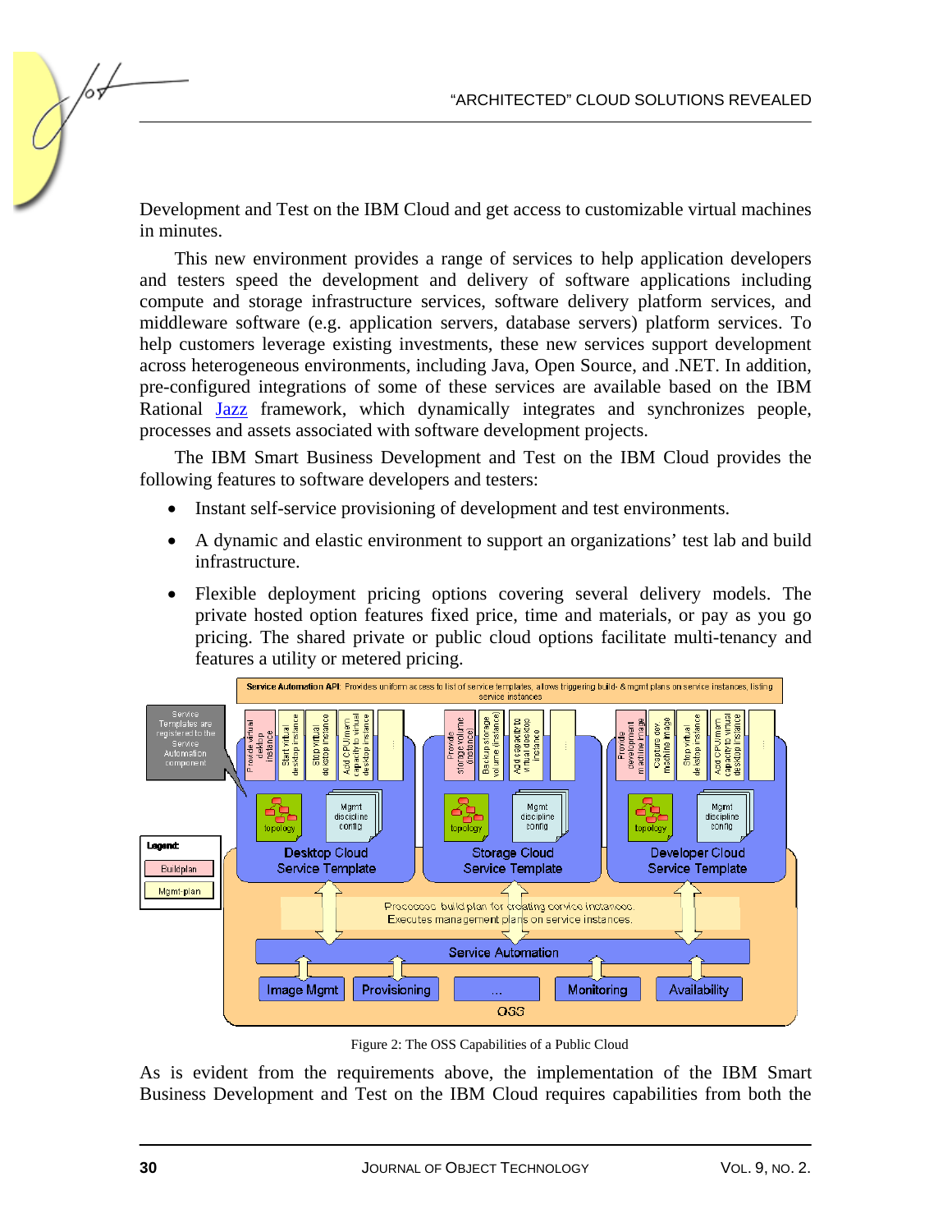Development and Test on the IBM Cloud and get access to customizable virtual machines in minutes.

This new environment provides a range of services to help application developers and testers speed the development and delivery of software applications including compute and storage infrastructure services, software delivery platform services, and middleware software (e.g. application servers, database servers) platform services. To help customers leverage existing investments, these new services support development across heterogeneous environments, including Java, Open Source, and .NET. In addition, pre-configured integrations of some of these services are available based on the IBM Rational Jazz framework, which dynamically integrates and synchronizes people, processes and assets associated with software development projects.

The IBM Smart Business Development and Test on the IBM Cloud provides the following features to software developers and testers:

- Instant self-service provisioning of development and test environments.
- A dynamic and elastic environment to support an organizations' test lab and build infrastructure.
- Flexible deployment pricing options covering several delivery models. The private hosted option features fixed price, time and materials, or pay as you go pricing. The shared private or public cloud options facilitate multi-tenancy and features a utility or metered pricing.

Figure 2: The OSS Capabilities of a Public Cloud

As is evident from the requirements above, the implementation of the IBM Smart Business Development and Test on the IBM Cloud requires capabilities from both the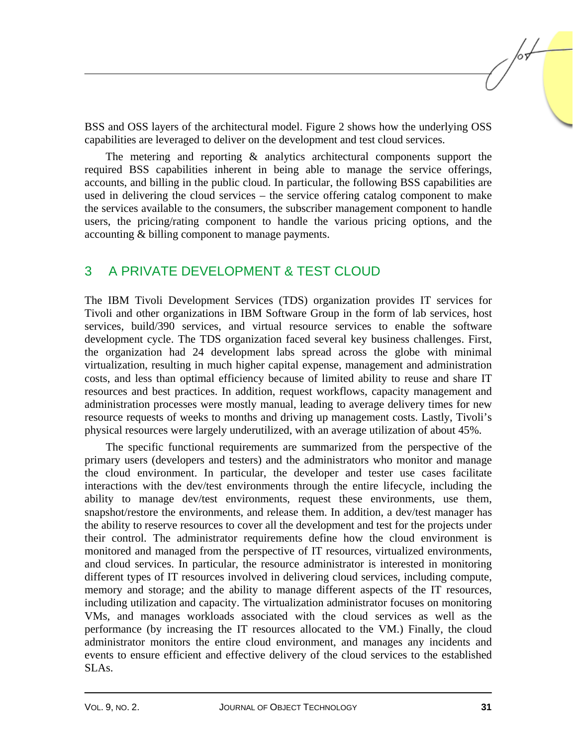BSS and OSS layers of the architectural model. Figure 2 shows how the underlying OSS capabilities are leveraged to deliver on the development and test cloud services.

The metering and reporting & analytics architectural components support the required BSS capabilities inherent in being able to manage the service offerings, accounts, and billing in the public cloud. In particular, the following BSS capabilities are used in delivering the cloud services – the service offering catalog component to make the services available to the consumers, the subscriber management component to handle users, the pricing/rating component to handle the various pricing options, and the accounting & billing component to manage payments.

## 3 A PRIVATE DEVELOPMENT & TEST CLOUD

The IBM Tivoli Development Services (TDS) organization provides IT services for Tivoli and other organizations in IBM Software Group in the form of lab services, host services, build/390 services, and virtual resource services to enable the software development cycle. The TDS organization faced several key business challenges. First, the organization had 24 development labs spread across the globe with minimal virtualization, resulting in much higher capital expense, management and administration costs, and less than optimal efficiency because of limited ability to reuse and share IT resources and best practices. In addition, request workflows, capacity management and administration processes were mostly manual, leading to average delivery times for new resource requests of weeks to months and driving up management costs. Lastly, Tivoli's physical resources were largely underutilized, with an average utilization of about 45%.

The specific functional requirements are summarized from the perspective of the primary users (developers and testers) and the administrators who monitor and manage the cloud environment. In particular, the developer and tester use cases facilitate interactions with the dev/test environments through the entire lifecycle, including the ability to manage dev/test environments, request these environments, use them, snapshot/restore the environments, and release them. In addition, a dev/test manager has the ability to reserve resources to cover all the development and test for the projects under their control. The administrator requirements define how the cloud environment is monitored and managed from the perspective of IT resources, virtualized environments, and cloud services. In particular, the resource administrator is interested in monitoring different types of IT resources involved in delivering cloud services, including compute, memory and storage; and the ability to manage different aspects of the IT resources, including utilization and capacity. The virtualization administrator focuses on monitoring VMs, and manages workloads associated with the cloud services as well as the performance (by increasing the IT resources allocated to the VM.) Finally, the cloud administrator monitors the entire cloud environment, and manages any incidents and events to ensure efficient and effective delivery of the cloud services to the established SLAs.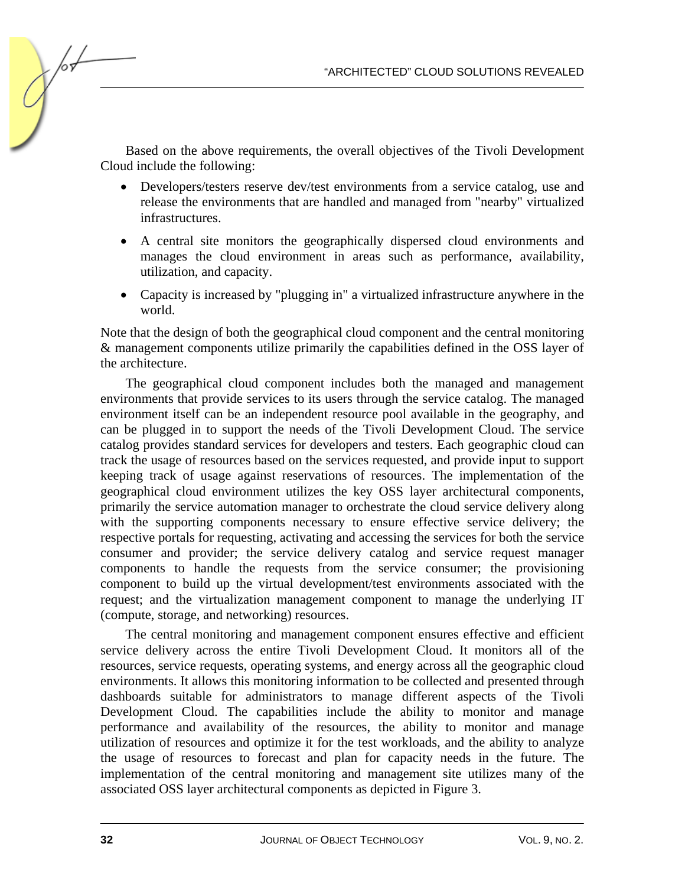Based on the above requirements, the overall objectives of the Tivoli Development Cloud include the following:

- Developers/testers reserve dev/test environments from a service catalog, use and release the environments that are handled and managed from "nearby" virtualized infrastructures.
- A central site monitors the geographically dispersed cloud environments and manages the cloud environment in areas such as performance, availability, utilization, and capacity.
- Capacity is increased by "plugging in" a virtualized infrastructure anywhere in the world.

Note that the design of both the geographical cloud component and the central monitoring & management components utilize primarily the capabilities defined in the OSS layer of the architecture.

The geographical cloud component includes both the managed and management environments that provide services to its users through the service catalog. The managed environment itself can be an independent resource pool available in the geography, and can be plugged in to support the needs of the Tivoli Development Cloud. The service catalog provides standard services for developers and testers. Each geographic cloud can track the usage of resources based on the services requested, and provide input to support keeping track of usage against reservations of resources. The implementation of the geographical cloud environment utilizes the key OSS layer architectural components, primarily the service automation manager to orchestrate the cloud service delivery along with the supporting components necessary to ensure effective service delivery; the respective portals for requesting, activating and accessing the services for both the service consumer and provider; the service delivery catalog and service request manager components to handle the requests from the service consumer; the provisioning component to build up the virtual development/test environments associated with the request; and the virtualization management component to manage the underlying IT (compute, storage, and networking) resources.

The central monitoring and management component ensures effective and efficient service delivery across the entire Tivoli Development Cloud. It monitors all of the resources, service requests, operating systems, and energy across all the geographic cloud environments. It allows this monitoring information to be collected and presented through dashboards suitable for administrators to manage different aspects of the Tivoli Development Cloud. The capabilities include the ability to monitor and manage performance and availability of the resources, the ability to monitor and manage utilization of resources and optimize it for the test workloads, and the ability to analyze the usage of resources to forecast and plan for capacity needs in the future. The implementation of the central monitoring and management site utilizes many of the associated OSS layer architectural components as depicted in Figure 3.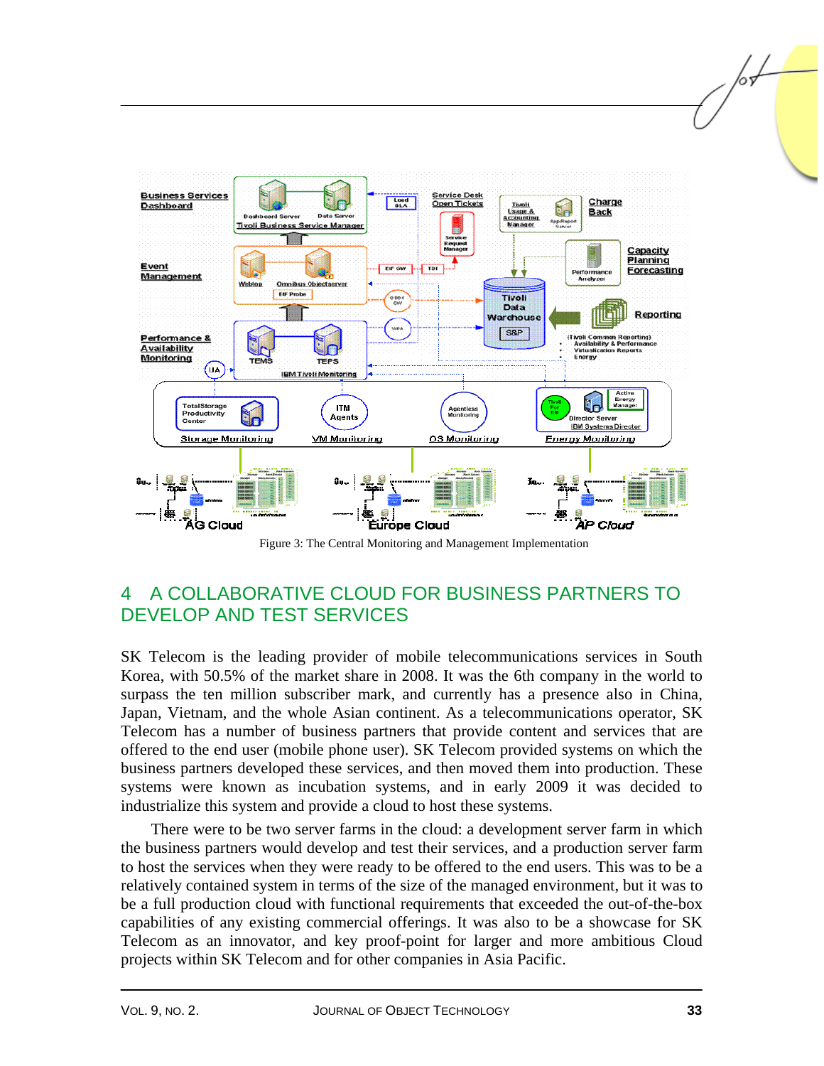Figure 3: The Central Monitoring and Management Implementation

## 4 A COLLABORATIVE CLOUD FOR BUSINESS PARTNERS TO DEVELOP AND TEST SERVICES

SK Telecom is the leading provider of mobile telecommunications services in South Korea, with 50.5% of the market share in 2008. It was the 6th company in the world to surpass the ten million subscriber mark, and currently has a presence also in China, Japan, Vietnam, and the whole Asian continent. As a telecommunications operator, SK Telecom has a number of business partners that provide content and services that are offered to the end user (mobile phone user). SK Telecom provided systems on which the business partners developed these services, and then moved them into production. These systems were known as incubation systems, and in early 2009 it was decided to industrialize this system and provide a cloud to host these systems.

There were to be two server farms in the cloud: a development server farm in which the business partners would develop and test their services, and a production server farm to host the services when they were ready to be offered to the end users. This was to be a relatively contained system in terms of the size of the managed environment, but it was to be a full production cloud with functional requirements that exceeded the out-of-the-box capabilities of any existing commercial offerings. It was also to be a showcase for SK Telecom as an innovator, and key proof-point for larger and more ambitious Cloud projects within SK Telecom and for other companies in Asia Pacific.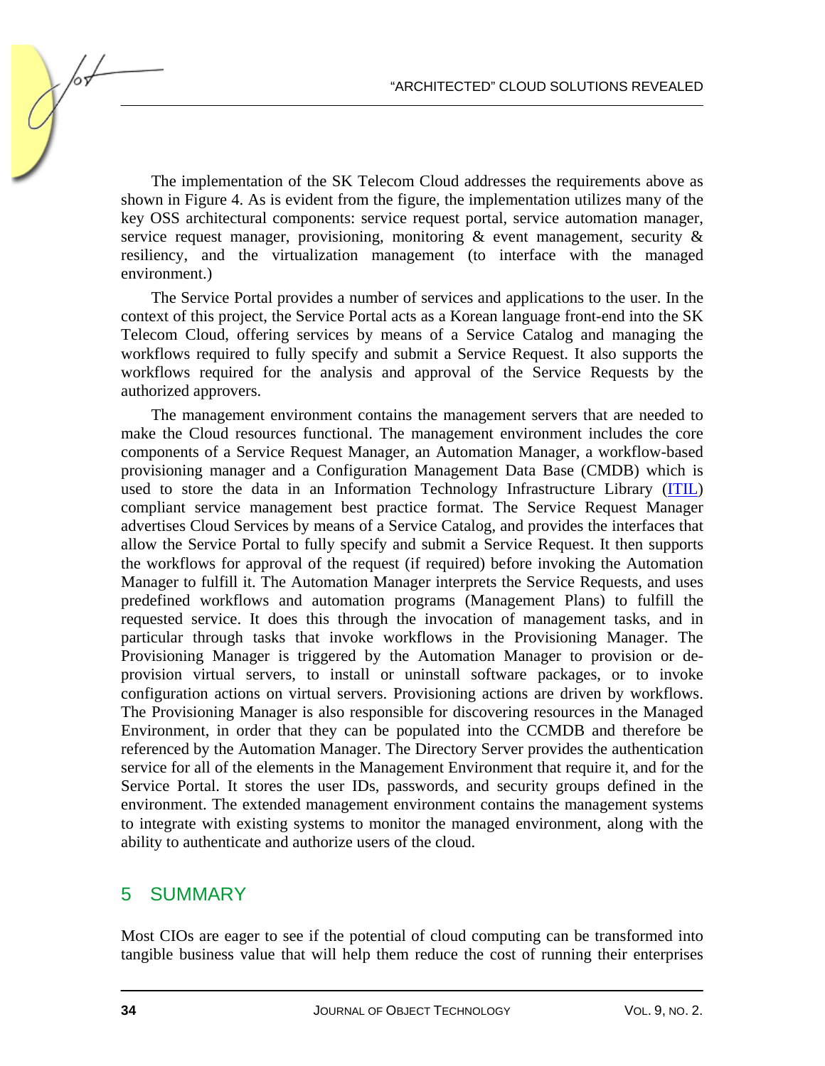The implementation of the SK Telecom Cloud addresses the requirements above as shown in Figure 4. As is evident from the figure, the implementation utilizes many of the key OSS architectural components: service request portal, service automation manager, service request manager, provisioning, monitoring & event management, security & resiliency, and the virtualization management (to interface with the managed environment.)

The Service Portal provides a number of services and applications to the user. In the context of this project, the Service Portal acts as a Korean language front-end into the SK Telecom Cloud, offering services by means of a Service Catalog and managing the workflows required to fully specify and submit a Service Request. It also supports the workflows required for the analysis and approval of the Service Requests by the authorized approvers.

The management environment contains the management servers that are needed to make the Cloud resources functional. The management environment includes the core components of a Service Request Manager, an Automation Manager, a workflow-based provisioning manager and a Configuration Management Data Base (CMDB) which is used to store the data in an Information Technology Infrastructure Library (ITIL) compliant service management best practice format. The Service Request Manager advertises Cloud Services by means of a Service Catalog, and provides the interfaces that allow the Service Portal to fully specify and submit a Service Request. It then supports the workflows for approval of the request (if required) before invoking the Automation Manager to fulfill it. The Automation Manager interprets the Service Requests, and uses predefined workflows and automation programs (Management Plans) to fulfill the requested service. It does this through the invocation of management tasks, and in particular through tasks that invoke workflows in the Provisioning Manager. The Provisioning Manager is triggered by the Automation Manager to provision or de-provision virtual servers, to install or uninstall software packages, or to invoke configuration actions on virtual servers. Provisioning actions are driven by workflows. The Provisioning Manager is also responsible for discovering resources in the Managed Environment, in order that they can be populated into the CCMDB and therefore be referenced by the Automation Manager. The Directory Server provides the authentication service for all of the elements in the Management Environment that require it, and for the Service Portal. It stores the user IDs, passwords, and security groups defined in the environment. The extended management environment contains the management systems to integrate with existing systems to monitor the managed environment, along with the ability to authenticate and authorize users of the cloud.

## 5 SUMMARY

Most CIOs are eager to see if the potential of cloud computing can be transformed into tangible business value that will help them reduce the cost of running their enterprises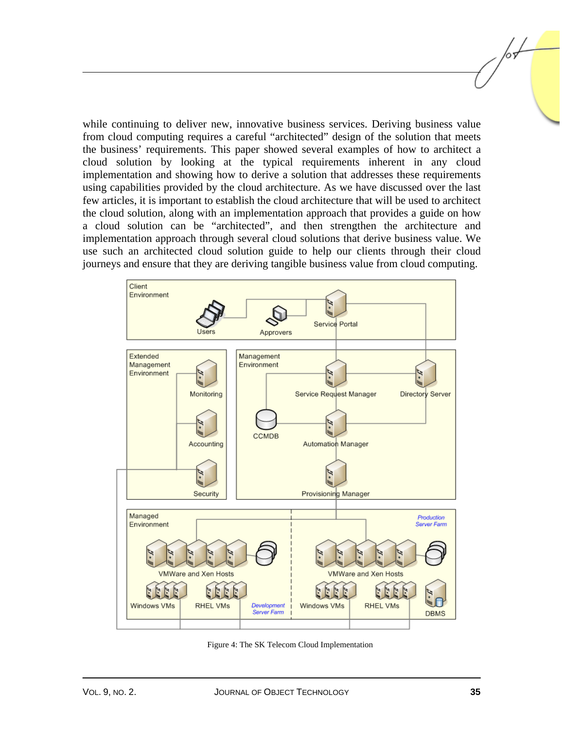while continuing to deliver new, innovative business services. Deriving business value from cloud computing requires a careful "architected" design of the solution that meets the business' requirements. This paper showed several examples of how to architect a cloud solution by looking at the typical requirements inherent in any cloud implementation and showing how to derive a solution that addresses these requirements using capabilities provided by the cloud architecture. As we have discussed over the last few articles, it is important to establish the cloud architecture that will be used to architect the cloud solution, along with an implementation approach that provides a guide on how a cloud solution can be "architected", and then strengthen the architecture and implementation approach through several cloud solutions that derive business value. We use such an architected cloud solution guide to help our clients through their cloud journeys and ensure that they are deriving tangible business value from cloud computing.

Figure 4: The SK Telecom Cloud Implementation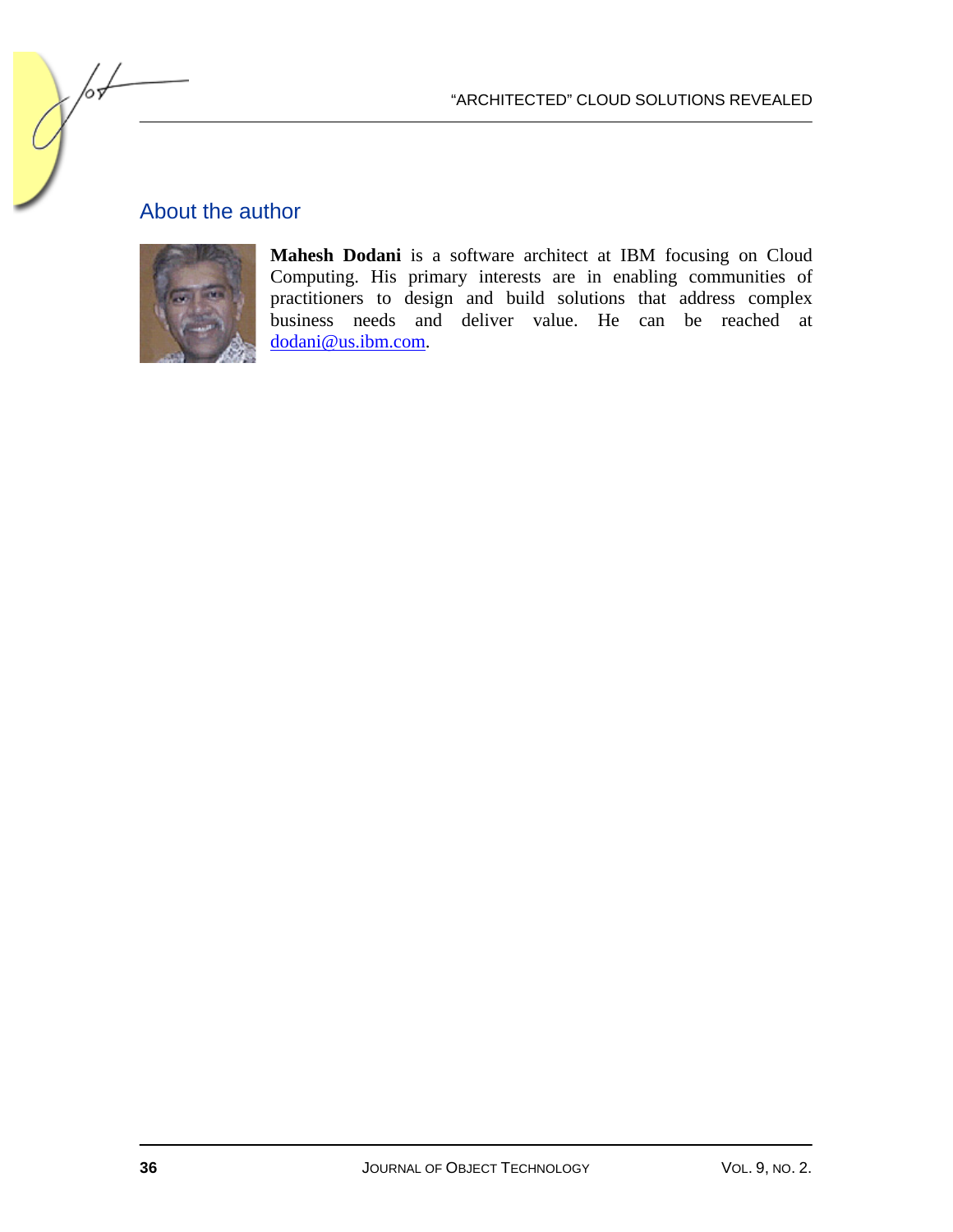## About the author

**Mahesh Dodani** is a software architect at IBM focusing on Cloud Computing. His primary interests are in enabling communities of practitioners to design and build solutions that address complex business needs and deliver value. He can be reached at dodani@us.ibm.com.